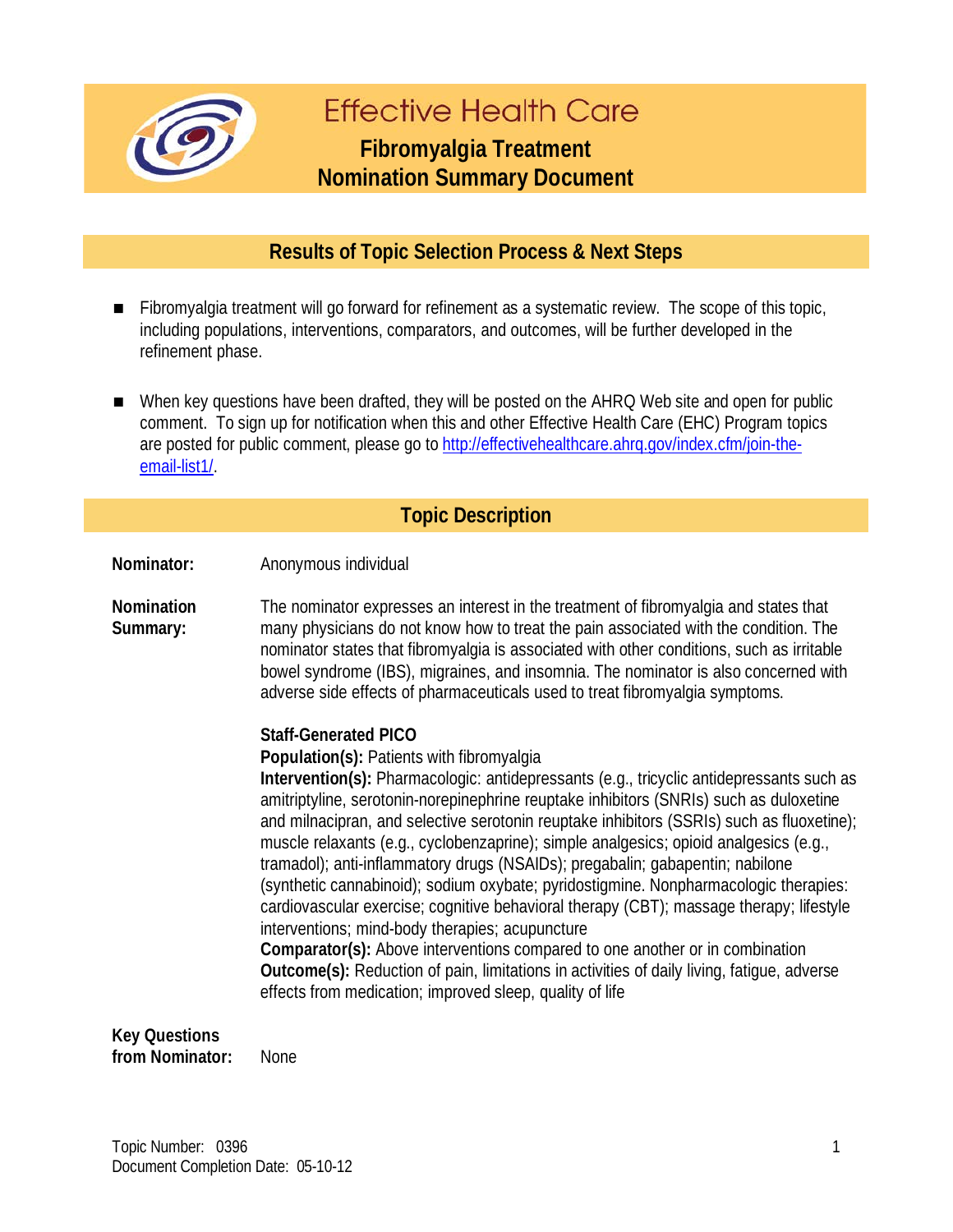# Effective Health Care

## Fibromyalgia Treatment
## Nomination Summary Document

### Results of Topic Selection Process & Next Steps

- Fibromyalgia treatment will go forward for refinement as a systematic review. The scope of this topic, including populations, interventions, comparators, and outcomes, will be further developed in the refinement phase.
- When key questions have been drafted, they will be posted on the AHRQ Web site and open for public comment. To sign up for notification when this and other Effective Health Care (EHC) Program topics are posted for public comment, please go to http://effectivehealthcare.ahrq.gov/index.cfm/join-the-email-list1/.

### Topic Description

**Nominator:** Anonymous individual

**Nomination Summary:** The nominator expresses an interest in the treatment of fibromyalgia and states that many physicians do not know how to treat the pain associated with the condition. The nominator states that fibromyalgia is associated with other conditions, such as irritable bowel syndrome (IBS), migraines, and insomnia. The nominator is also concerned with adverse side effects of pharmaceuticals used to treat fibromyalgia symptoms.

**Staff-Generated PICO**
**Population(s):** Patients with fibromyalgia
**Intervention(s):** Pharmacologic: antidepressants (e.g., tricyclic antidepressants such as amitriptyline, serotonin-norepinephrine reuptake inhibitors (SNRIs) such as duloxetine and milnacipran, and selective serotonin reuptake inhibitors (SSRIs) such as fluoxetine); muscle relaxants (e.g., cyclobenzaprine); simple analgesics; opioid analgesics (e.g., tramadol); anti-inflammatory drugs (NSAIDs); pregabalin; gabapentin; nabilone (synthetic cannabinoid); sodium oxybate; pyridostigmine. Nonpharmacologic therapies: cardiovascular exercise; cognitive behavioral therapy (CBT); massage therapy; lifestyle interventions; mind-body therapies; acupuncture
**Comparator(s):** Above interventions compared to one another or in combination
**Outcome(s):** Reduction of pain, limitations in activities of daily living, fatigue, adverse effects from medication; improved sleep, quality of life

**Key Questions from Nominator:** None

Topic Number: 0396
Document Completion Date: 05-10-12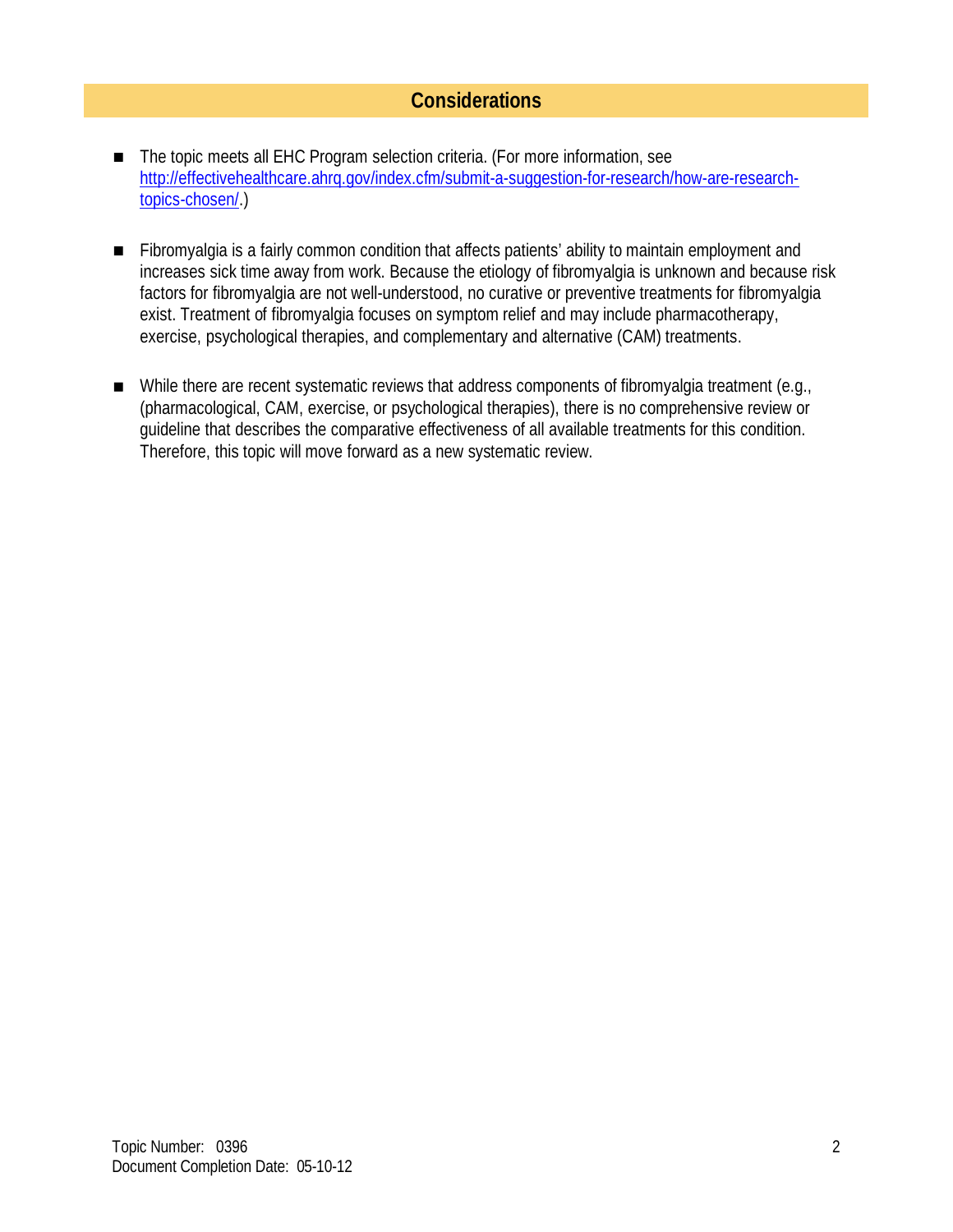## Considerations

- The topic meets all EHC Program selection criteria. (For more information, see http://effectivehealthcare.ahrq.gov/index.cfm/submit-a-suggestion-for-research/how-are-research-topics-chosen/.)

- Fibromyalgia is a fairly common condition that affects patients' ability to maintain employment and increases sick time away from work. Because the etiology of fibromyalgia is unknown and because risk factors for fibromyalgia are not well-understood, no curative or preventive treatments for fibromyalgia exist. Treatment of fibromyalgia focuses on symptom relief and may include pharmacotherapy, exercise, psychological therapies, and complementary and alternative (CAM) treatments.

- While there are recent systematic reviews that address components of fibromyalgia treatment (e.g., (pharmacological, CAM, exercise, or psychological therapies), there is no comprehensive review or guideline that describes the comparative effectiveness of all available treatments for this condition. Therefore, this topic will move forward as a new systematic review.

Topic Number: 0396
Document Completion Date: 05-10-12